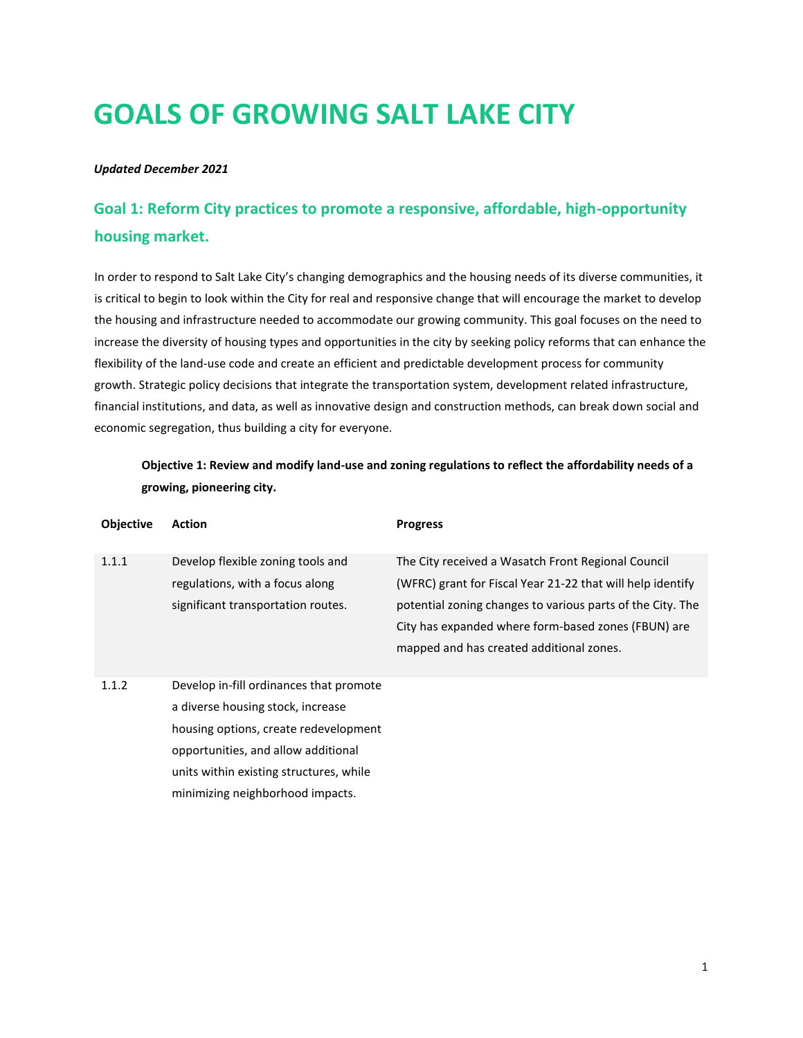# GOALS OF GROWING SALT LAKE CITY

***Updated December 2021***

## Goal 1: Reform City practices to promote a responsive, affordable, high-opportunity housing market.

In order to respond to Salt Lake City's changing demographics and the housing needs of its diverse communities, it is critical to begin to look within the City for real and responsive change that will encourage the market to develop the housing and infrastructure needed to accommodate our growing community. This goal focuses on the need to increase the diversity of housing types and opportunities in the city by seeking policy reforms that can enhance the flexibility of the land-use code and create an efficient and predictable development process for community growth. Strategic policy decisions that integrate the transportation system, development related infrastructure, financial institutions, and data, as well as innovative design and construction methods, can break down social and economic segregation, thus building a city for everyone.

**Objective 1: Review and modify land-use and zoning regulations to reflect the affordability needs of a growing, pioneering city.**

| Objective | Action | Progress |
|---|---|---|
| 1.1.1 | Develop flexible zoning tools and regulations, with a focus along significant transportation routes. | The City received a Wasatch Front Regional Council (WFRC) grant for Fiscal Year 21-22 that will help identify potential zoning changes to various parts of the City. The City has expanded where form-based zones (FBUN) are mapped and has created additional zones. |
| 1.1.2 | Develop in-fill ordinances that promote a diverse housing stock, increase housing options, create redevelopment opportunities, and allow additional units within existing structures, while minimizing neighborhood impacts. | |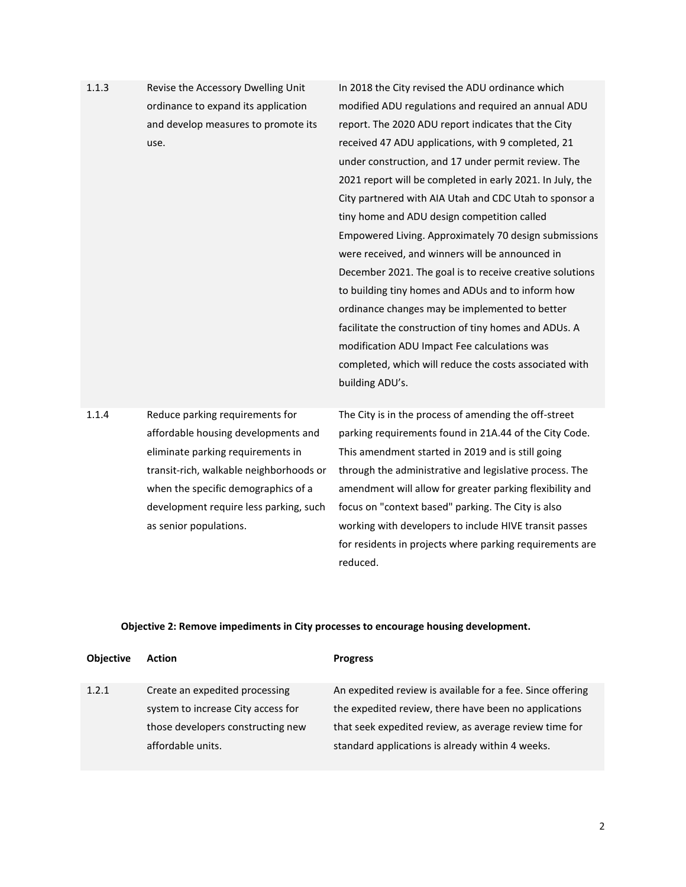| | | |
|---|---|---|
| 1.1.3 | Revise the Accessory Dwelling Unit ordinance to expand its application and develop measures to promote its use. | In 2018 the City revised the ADU ordinance which modified ADU regulations and required an annual ADU report. The 2020 ADU report indicates that the City received 47 ADU applications, with 9 completed, 21 under construction, and 17 under permit review. The 2021 report will be completed in early 2021. In July, the City partnered with AIA Utah and CDC Utah to sponsor a tiny home and ADU design competition called Empowered Living. Approximately 70 design submissions were received, and winners will be announced in December 2021. The goal is to receive creative solutions to building tiny homes and ADUs and to inform how ordinance changes may be implemented to better facilitate the construction of tiny homes and ADUs. A modification ADU Impact Fee calculations was completed, which will reduce the costs associated with building ADU's. |
| 1.1.4 | Reduce parking requirements for affordable housing developments and eliminate parking requirements in transit-rich, walkable neighborhoods or when the specific demographics of a development require less parking, such as senior populations. | The City is in the process of amending the off-street parking requirements found in 21A.44 of the City Code. This amendment started in 2019 and is still going through the administrative and legislative process. The amendment will allow for greater parking flexibility and focus on "context based" parking. The City is also working with developers to include HIVE transit passes for residents in projects where parking requirements are reduced. |

**Objective 2: Remove impediments in City processes to encourage housing development.**

| Objective | Action | Progress |
|---|---|---|
| 1.2.1 | Create an expedited processing system to increase City access for those developers constructing new affordable units. | An expedited review is available for a fee. Since offering the expedited review, there have been no applications that seek expedited review, as average review time for standard applications is already within 4 weeks. |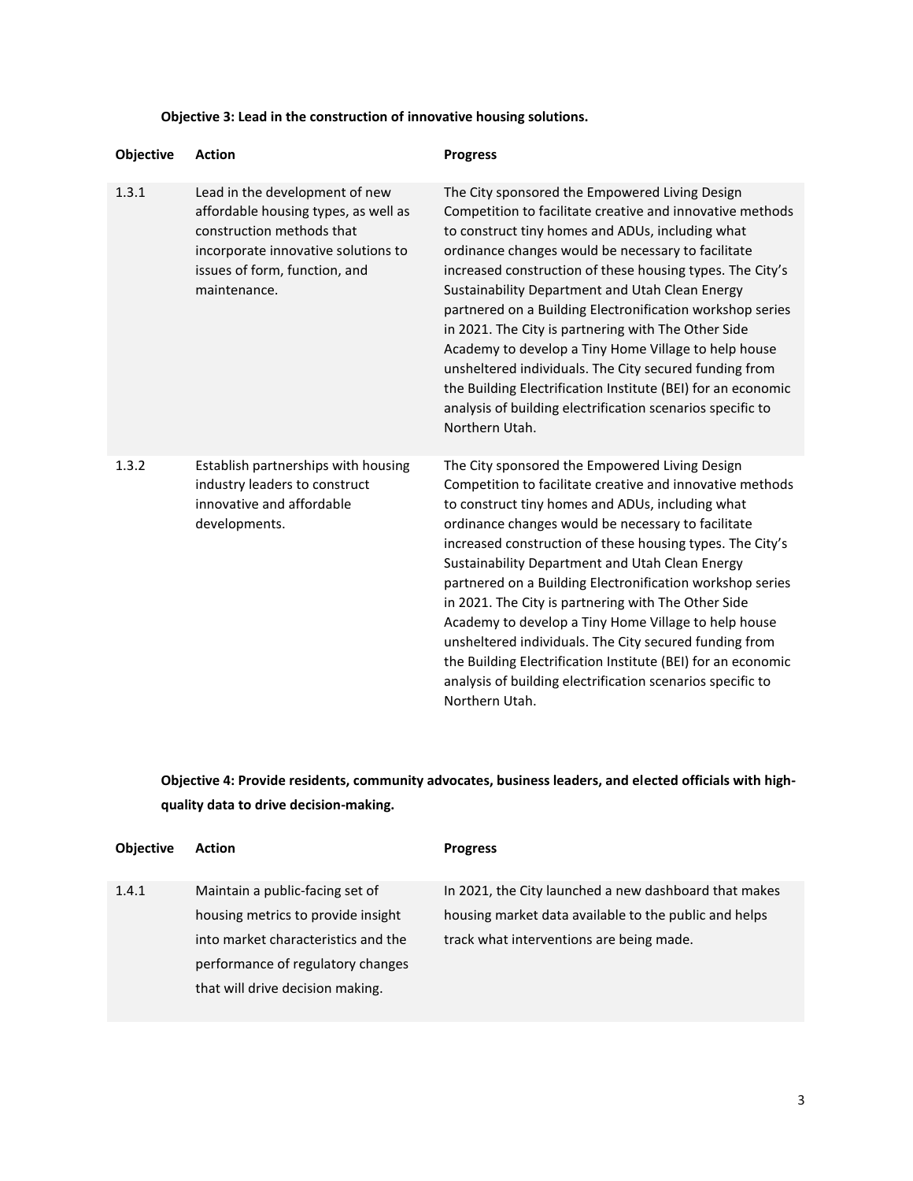**Objective 3: Lead in the construction of innovative housing solutions.**

| Objective | Action | Progress |
| --- | --- | --- |
| 1.3.1 | Lead in the development of new affordable housing types, as well as construction methods that incorporate innovative solutions to issues of form, function, and maintenance. | The City sponsored the Empowered Living Design Competition to facilitate creative and innovative methods to construct tiny homes and ADUs, including what ordinance changes would be necessary to facilitate increased construction of these housing types. The City's Sustainability Department and Utah Clean Energy partnered on a Building Electronification workshop series in 2021. The City is partnering with The Other Side Academy to develop a Tiny Home Village to help house unsheltered individuals. The City secured funding from the Building Electrification Institute (BEI) for an economic analysis of building electrification scenarios specific to Northern Utah. |
| 1.3.2 | Establish partnerships with housing industry leaders to construct innovative and affordable developments. | The City sponsored the Empowered Living Design Competition to facilitate creative and innovative methods to construct tiny homes and ADUs, including what ordinance changes would be necessary to facilitate increased construction of these housing types. The City's Sustainability Department and Utah Clean Energy partnered on a Building Electronification workshop series in 2021. The City is partnering with The Other Side Academy to develop a Tiny Home Village to help house unsheltered individuals. The City secured funding from the Building Electrification Institute (BEI) for an economic analysis of building electrification scenarios specific to Northern Utah. |

**Objective 4: Provide residents, community advocates, business leaders, and elected officials with high-quality data to drive decision-making.**

| Objective | Action | Progress |
| --- | --- | --- |
| 1.4.1 | Maintain a public-facing set of housing metrics to provide insight into market characteristics and the performance of regulatory changes that will drive decision making. | In 2021, the City launched a new dashboard that makes housing market data available to the public and helps track what interventions are being made. |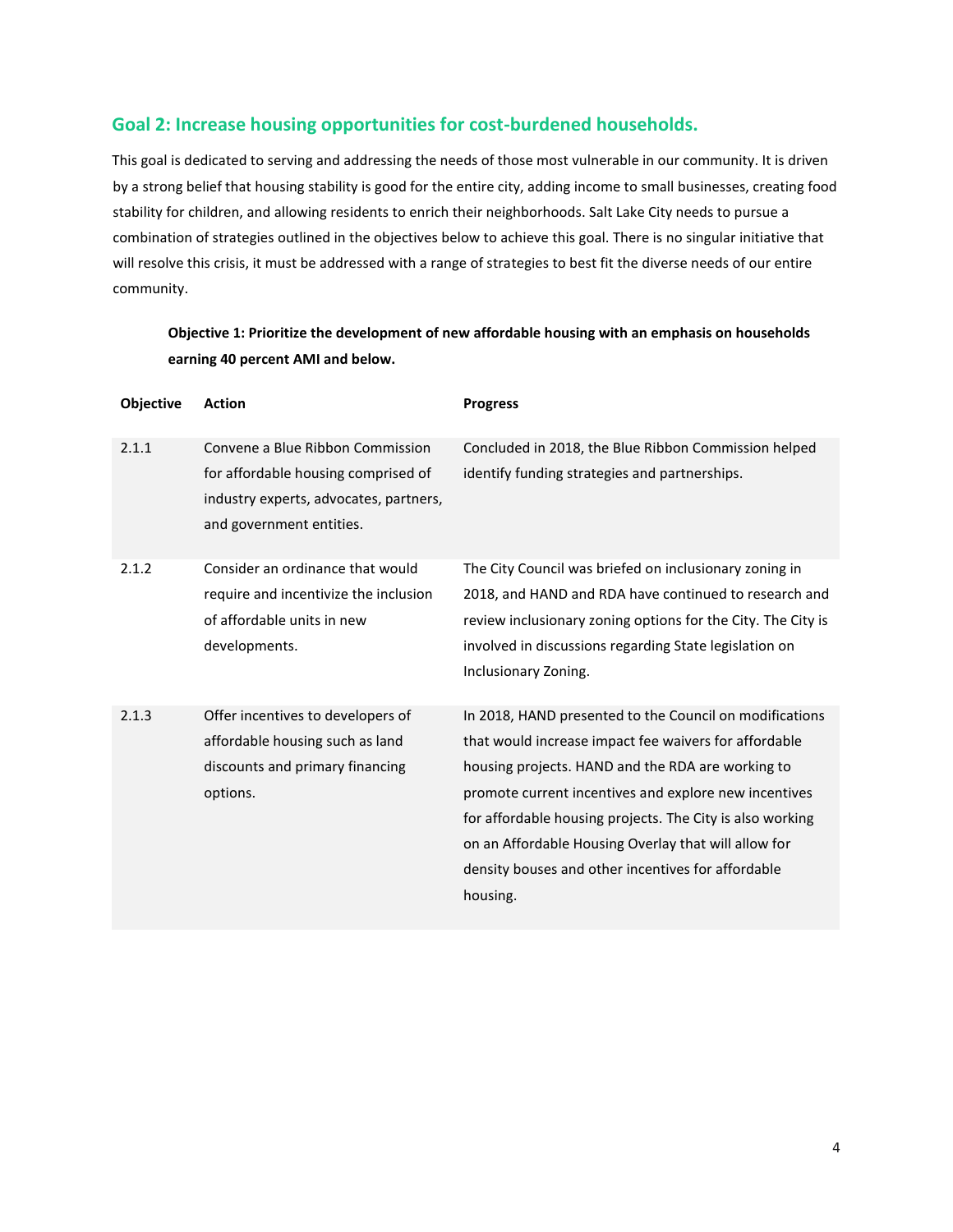## Goal 2: Increase housing opportunities for cost-burdened households.

This goal is dedicated to serving and addressing the needs of those most vulnerable in our community. It is driven by a strong belief that housing stability is good for the entire city, adding income to small businesses, creating food stability for children, and allowing residents to enrich their neighborhoods. Salt Lake City needs to pursue a combination of strategies outlined in the objectives below to achieve this goal. There is no singular initiative that will resolve this crisis, it must be addressed with a range of strategies to best fit the diverse needs of our entire community.

**Objective 1: Prioritize the development of new affordable housing with an emphasis on households earning 40 percent AMI and below.**

| Objective | Action | Progress |
| --- | --- | --- |
| 2.1.1 | Convene a Blue Ribbon Commission for affordable housing comprised of industry experts, advocates, partners, and government entities. | Concluded in 2018, the Blue Ribbon Commission helped identify funding strategies and partnerships. |
| 2.1.2 | Consider an ordinance that would require and incentivize the inclusion of affordable units in new developments. | The City Council was briefed on inclusionary zoning in 2018, and HAND and RDA have continued to research and review inclusionary zoning options for the City. The City is involved in discussions regarding State legislation on Inclusionary Zoning. |
| 2.1.3 | Offer incentives to developers of affordable housing such as land discounts and primary financing options. | In 2018, HAND presented to the Council on modifications that would increase impact fee waivers for affordable housing projects. HAND and the RDA are working to promote current incentives and explore new incentives for affordable housing projects. The City is also working on an Affordable Housing Overlay that will allow for density bouses and other incentives for affordable housing. |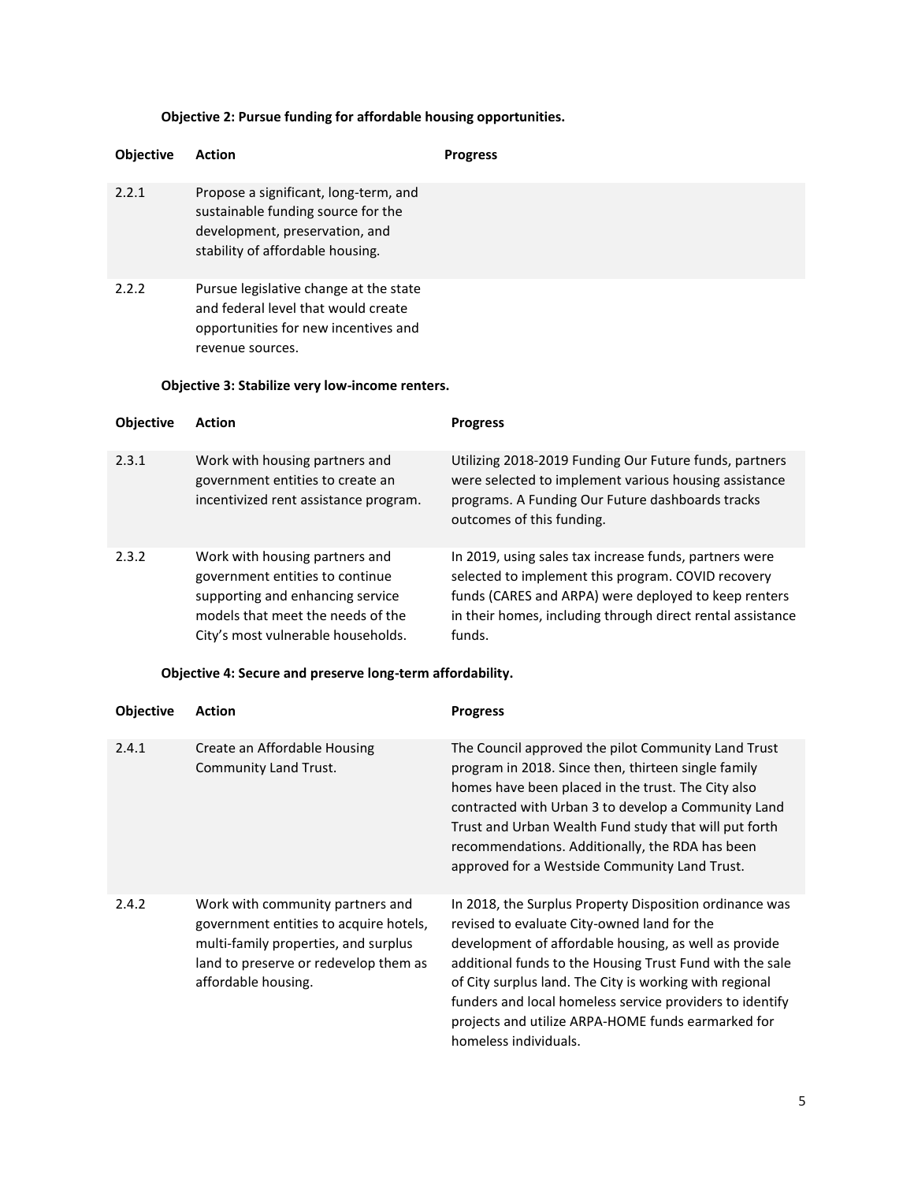**Objective 2: Pursue funding for affordable housing opportunities.**

| Objective | Action | Progress |
|---|---|---|
| 2.2.1 | Propose a significant, long-term, and sustainable funding source for the development, preservation, and stability of affordable housing. | |
| 2.2.2 | Pursue legislative change at the state and federal level that would create opportunities for new incentives and revenue sources. | |

**Objective 3: Stabilize very low-income renters.**

| Objective | Action | Progress |
|---|---|---|
| 2.3.1 | Work with housing partners and government entities to create an incentivized rent assistance program. | Utilizing 2018-2019 Funding Our Future funds, partners were selected to implement various housing assistance programs. A Funding Our Future dashboards tracks outcomes of this funding. |
| 2.3.2 | Work with housing partners and government entities to continue supporting and enhancing service models that meet the needs of the City's most vulnerable households. | In 2019, using sales tax increase funds, partners were selected to implement this program. COVID recovery funds (CARES and ARPA) were deployed to keep renters in their homes, including through direct rental assistance funds. |

**Objective 4: Secure and preserve long-term affordability.**

| Objective | Action | Progress |
|---|---|---|
| 2.4.1 | Create an Affordable Housing Community Land Trust. | The Council approved the pilot Community Land Trust program in 2018. Since then, thirteen single family homes have been placed in the trust. The City also contracted with Urban 3 to develop a Community Land Trust and Urban Wealth Fund study that will put forth recommendations. Additionally, the RDA has been approved for a Westside Community Land Trust. |
| 2.4.2 | Work with community partners and government entities to acquire hotels, multi-family properties, and surplus land to preserve or redevelop them as affordable housing. | In 2018, the Surplus Property Disposition ordinance was revised to evaluate City-owned land for the development of affordable housing, as well as provide additional funds to the Housing Trust Fund with the sale of City surplus land. The City is working with regional funders and local homeless service providers to identify projects and utilize ARPA-HOME funds earmarked for homeless individuals. |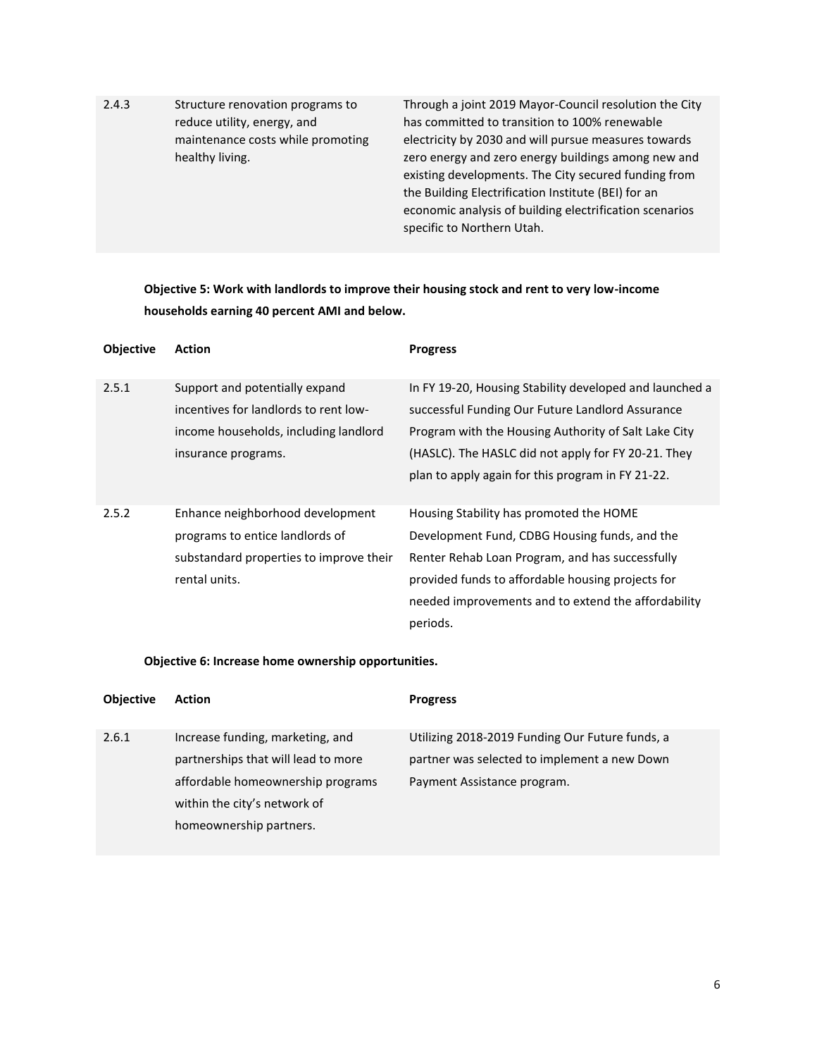| | | |
|---|---|---|
| 2.4.3 | Structure renovation programs to reduce utility, energy, and maintenance costs while promoting healthy living. | Through a joint 2019 Mayor-Council resolution the City has committed to transition to 100% renewable electricity by 2030 and will pursue measures towards zero energy and zero energy buildings among new and existing developments. The City secured funding from the Building Electrification Institute (BEI) for an economic analysis of building electrification scenarios specific to Northern Utah. |

**Objective 5: Work with landlords to improve their housing stock and rent to very low-income households earning 40 percent AMI and below.**

| Objective | Action | Progress |
|---|---|---|
| 2.5.1 | Support and potentially expand incentives for landlords to rent low-income households, including landlord insurance programs. | In FY 19-20, Housing Stability developed and launched a successful Funding Our Future Landlord Assurance Program with the Housing Authority of Salt Lake City (HASLC). The HASLC did not apply for FY 20-21. They plan to apply again for this program in FY 21-22. |
| 2.5.2 | Enhance neighborhood development programs to entice landlords of substandard properties to improve their rental units. | Housing Stability has promoted the HOME Development Fund, CDBG Housing funds, and the Renter Rehab Loan Program, and has successfully provided funds to affordable housing projects for needed improvements and to extend the affordability periods. |

**Objective 6: Increase home ownership opportunities.**

| Objective | Action | Progress |
|---|---|---|
| 2.6.1 | Increase funding, marketing, and partnerships that will lead to more affordable homeownership programs within the city's network of homeownership partners. | Utilizing 2018-2019 Funding Our Future funds, a partner was selected to implement a new Down Payment Assistance program. |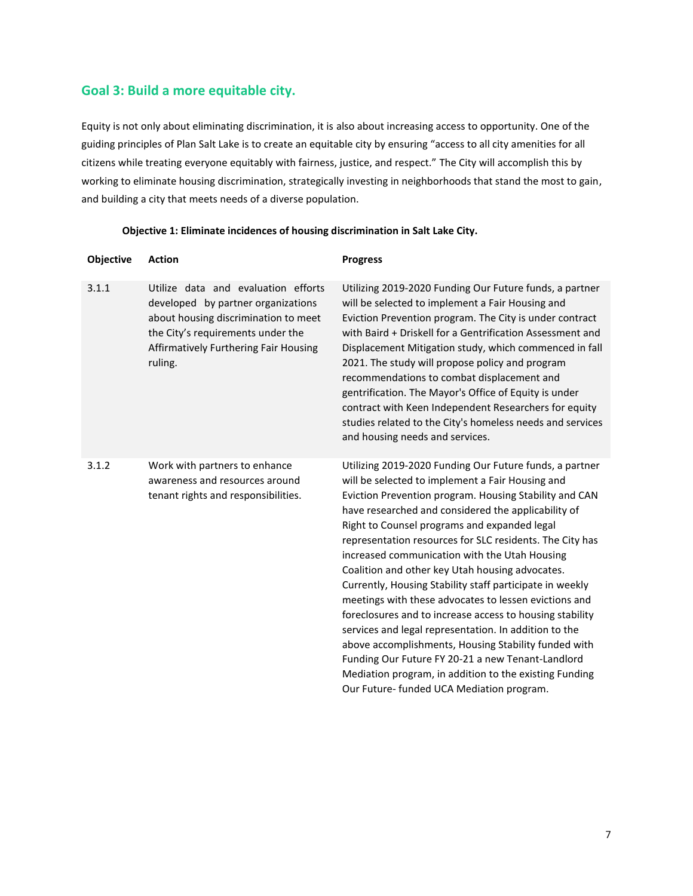## Goal 3: Build a more equitable city.

Equity is not only about eliminating discrimination, it is also about increasing access to opportunity. One of the guiding principles of Plan Salt Lake is to create an equitable city by ensuring "access to all city amenities for all citizens while treating everyone equitably with fairness, justice, and respect." The City will accomplish this by working to eliminate housing discrimination, strategically investing in neighborhoods that stand the most to gain, and building a city that meets needs of a diverse population.

**Objective 1: Eliminate incidences of housing discrimination in Salt Lake City.**

| Objective | Action | Progress |
|---|---|---|
| 3.1.1 | Utilize data and evaluation efforts developed by partner organizations about housing discrimination to meet the City's requirements under the Affirmatively Furthering Fair Housing ruling. | Utilizing 2019-2020 Funding Our Future funds, a partner will be selected to implement a Fair Housing and Eviction Prevention program. The City is under contract with Baird + Driskell for a Gentrification Assessment and Displacement Mitigation study, which commenced in fall 2021. The study will propose policy and program recommendations to combat displacement and gentrification. The Mayor's Office of Equity is under contract with Keen Independent Researchers for equity studies related to the City's homeless needs and services and housing needs and services. |
| 3.1.2 | Work with partners to enhance awareness and resources around tenant rights and responsibilities. | Utilizing 2019-2020 Funding Our Future funds, a partner will be selected to implement a Fair Housing and Eviction Prevention program. Housing Stability and CAN have researched and considered the applicability of Right to Counsel programs and expanded legal representation resources for SLC residents. The City has increased communication with the Utah Housing Coalition and other key Utah housing advocates. Currently, Housing Stability staff participate in weekly meetings with these advocates to lessen evictions and foreclosures and to increase access to housing stability services and legal representation. In addition to the above accomplishments, Housing Stability funded with Funding Our Future FY 20-21 a new Tenant-Landlord Mediation program, in addition to the existing Funding Our Future- funded UCA Mediation program. |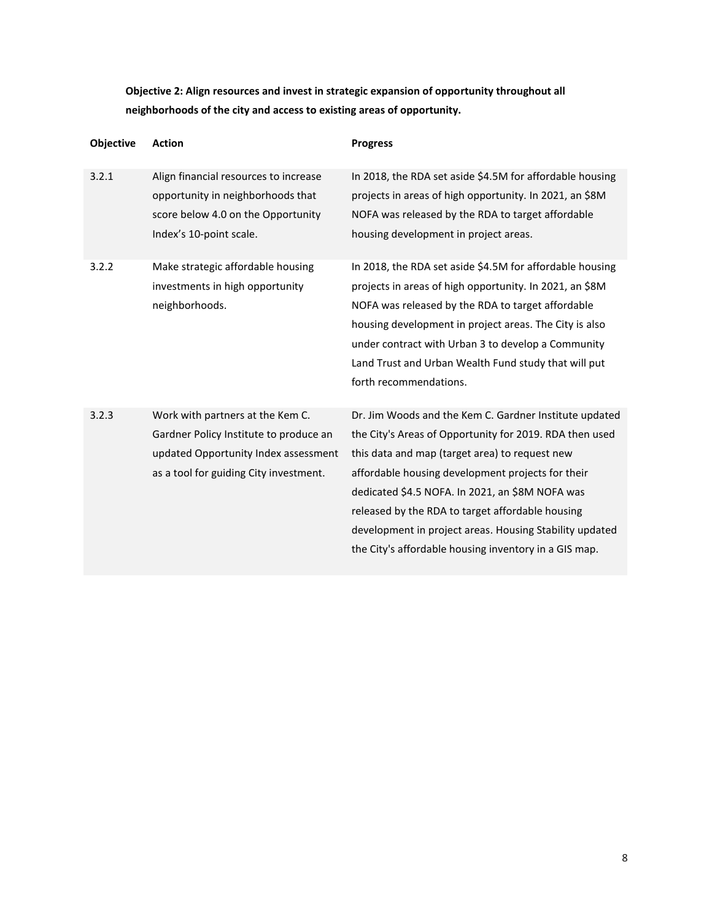**Objective 2: Align resources and invest in strategic expansion of opportunity throughout all neighborhoods of the city and access to existing areas of opportunity.**

| Objective | Action | Progress |
|---|---|---|
| 3.2.1 | Align financial resources to increase opportunity in neighborhoods that score below 4.0 on the Opportunity Index's 10-point scale. | In 2018, the RDA set aside $4.5M for affordable housing projects in areas of high opportunity. In 2021, an $8M NOFA was released by the RDA to target affordable housing development in project areas. |
| 3.2.2 | Make strategic affordable housing investments in high opportunity neighborhoods. | In 2018, the RDA set aside $4.5M for affordable housing projects in areas of high opportunity. In 2021, an $8M NOFA was released by the RDA to target affordable housing development in project areas. The City is also under contract with Urban 3 to develop a Community Land Trust and Urban Wealth Fund study that will put forth recommendations. |
| 3.2.3 | Work with partners at the Kem C. Gardner Policy Institute to produce an updated Opportunity Index assessment as a tool for guiding City investment. | Dr. Jim Woods and the Kem C. Gardner Institute updated the City's Areas of Opportunity for 2019. RDA then used this data and map (target area) to request new affordable housing development projects for their dedicated $4.5 NOFA. In 2021, an $8M NOFA was released by the RDA to target affordable housing development in project areas. Housing Stability updated the City's affordable housing inventory in a GIS map. |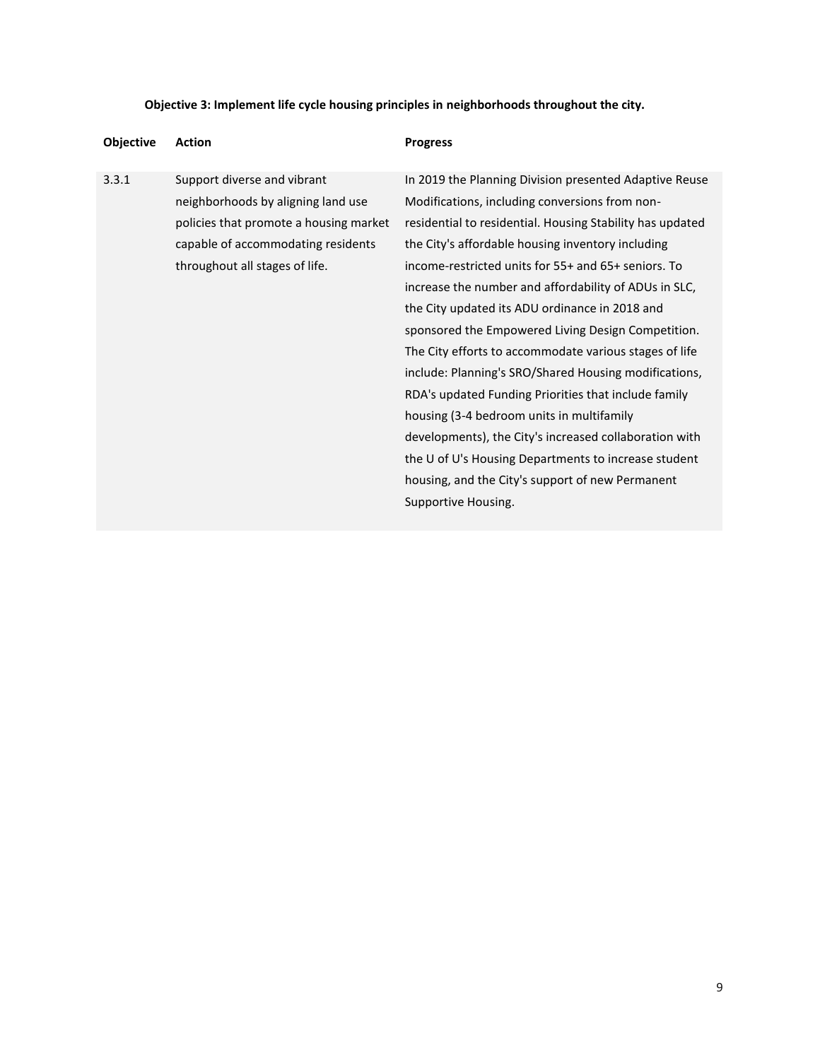**Objective 3: Implement life cycle housing principles in neighborhoods throughout the city.**

| Objective | Action | Progress |
|---|---|---|
| 3.3.1 | Support diverse and vibrant neighborhoods by aligning land use policies that promote a housing market capable of accommodating residents throughout all stages of life. | In 2019 the Planning Division presented Adaptive Reuse Modifications, including conversions from non-residential to residential. Housing Stability has updated the City's affordable housing inventory including income-restricted units for 55+ and 65+ seniors. To increase the number and affordability of ADUs in SLC, the City updated its ADU ordinance in 2018 and sponsored the Empowered Living Design Competition. The City efforts to accommodate various stages of life include: Planning's SRO/Shared Housing modifications, RDA's updated Funding Priorities that include family housing (3-4 bedroom units in multifamily developments), the City's increased collaboration with the U of U's Housing Departments to increase student housing, and the City's support of new Permanent Supportive Housing. |